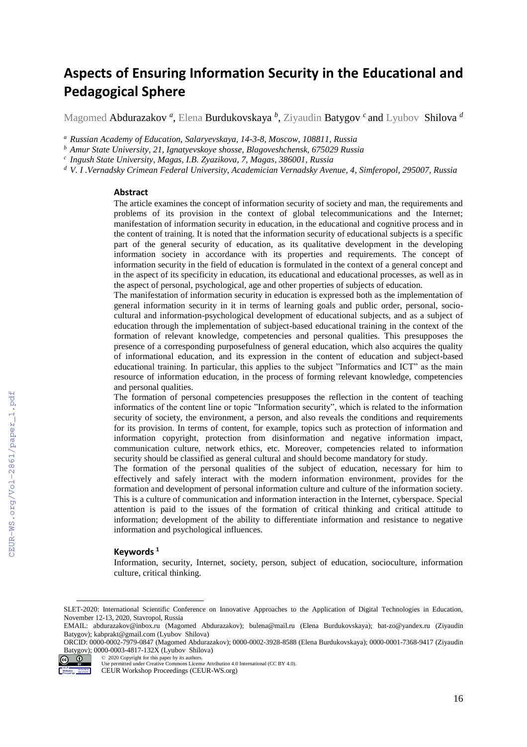# Aspects of Ensuring Information Security in the Educational and Pedagogical Sphere

Magomed Abdurazakov [a], Elena Burdukovskaya [b], Ziyaudin Batygov [c] and Lyubov Shilova [d]

[a] *Russian Academy of Education, Salaryevskaya, 14-3-8, Moscow, 108811, Russia*

[b] *Amur State University, 21, Ignatyevskoye shosse, Blagoveshchensk, 675029 Russia*

[c] *Ingush State University, Magas, I.B. Zyazikova, 7, Magas, 386001, Russia*

[d] *V. I .Vernadsky Crimean Federal University, Academician Vernadsky Avenue, 4, Simferopol, 295007, Russia*

### Abstract

The article examines the concept of information security of society and man, the requirements and problems of its provision in the context of global telecommunications and the Internet; manifestation of information security in education, in the educational and cognitive process and in the content of training. It is noted that the information security of educational subjects is a specific part of the general security of education, as its qualitative development in the developing information society in accordance with its properties and requirements. The concept of information security in the field of education is formulated in the context of a general concept and in the aspect of its specificity in education, its educational and educational processes, as well as in the aspect of personal, psychological, age and other properties of subjects of education.

The manifestation of information security in education is expressed both as the implementation of general information security in it in terms of learning goals and public order, personal, socio-cultural and information-psychological development of educational subjects, and as a subject of education through the implementation of subject-based educational training in the context of the formation of relevant knowledge, competencies and personal qualities. This presupposes the presence of a corresponding purposefulness of general education, which also acquires the quality of informational education, and its expression in the content of education and subject-based educational training. In particular, this applies to the subject "Informatics and ICT" as the main resource of information education, in the process of forming relevant knowledge, competencies and personal qualities.

The formation of personal competencies presupposes the reflection in the content of teaching informatics of the content line or topic "Information security", which is related to the information security of society, the environment, a person, and also reveals the conditions and requirements for its provision. In terms of content, for example, topics such as protection of information and information copyright, protection from disinformation and negative information impact, communication culture, network ethics, etc. Moreover, competencies related to information security should be classified as general cultural and should become mandatory for study.

The formation of the personal qualities of the subject of education, necessary for him to effectively and safely interact with the modern information environment, provides for the formation and development of personal information culture and culture of the information society. This is a culture of communication and information interaction in the Internet, cyberspace. Special attention is paid to the issues of the formation of critical thinking and critical attitude to information; development of the ability to differentiate information and resistance to negative information and psychological influences.

### Keywords [1]

Information, security, Internet, society, person, subject of education, socioculture, information culture, critical thinking.

---

SLET-2020: International Scientific Conference on Innovative Approaches to the Application of Digital Technologies in Education, November 12-13, 2020, Stavropol, Russia

EMAIL: abdurazakov@inbox.ru (Magomed Abdurazakov); bulena@mail.ru (Elena Burdukovskaya); bat-zo@yandex.ru (Ziyaudin Batygov); kabprakt@gmail.com (Lyubov Shilova)

ORCID: 0000-0002-7979-0847 (Magomed Abdurazakov); 0000-0002-3928-8588 (Elena Burdukovskaya); 0000-0001-7368-9417 (Ziyaudin Batygov); 0000-0003-4817-132X (Lyubov Shilova)

© 2020 Copyright for this paper by its authors.
Use permitted under Creative Commons License Attribution 4.0 International (CC BY 4.0).
CEUR Workshop Proceedings (CEUR-WS.org)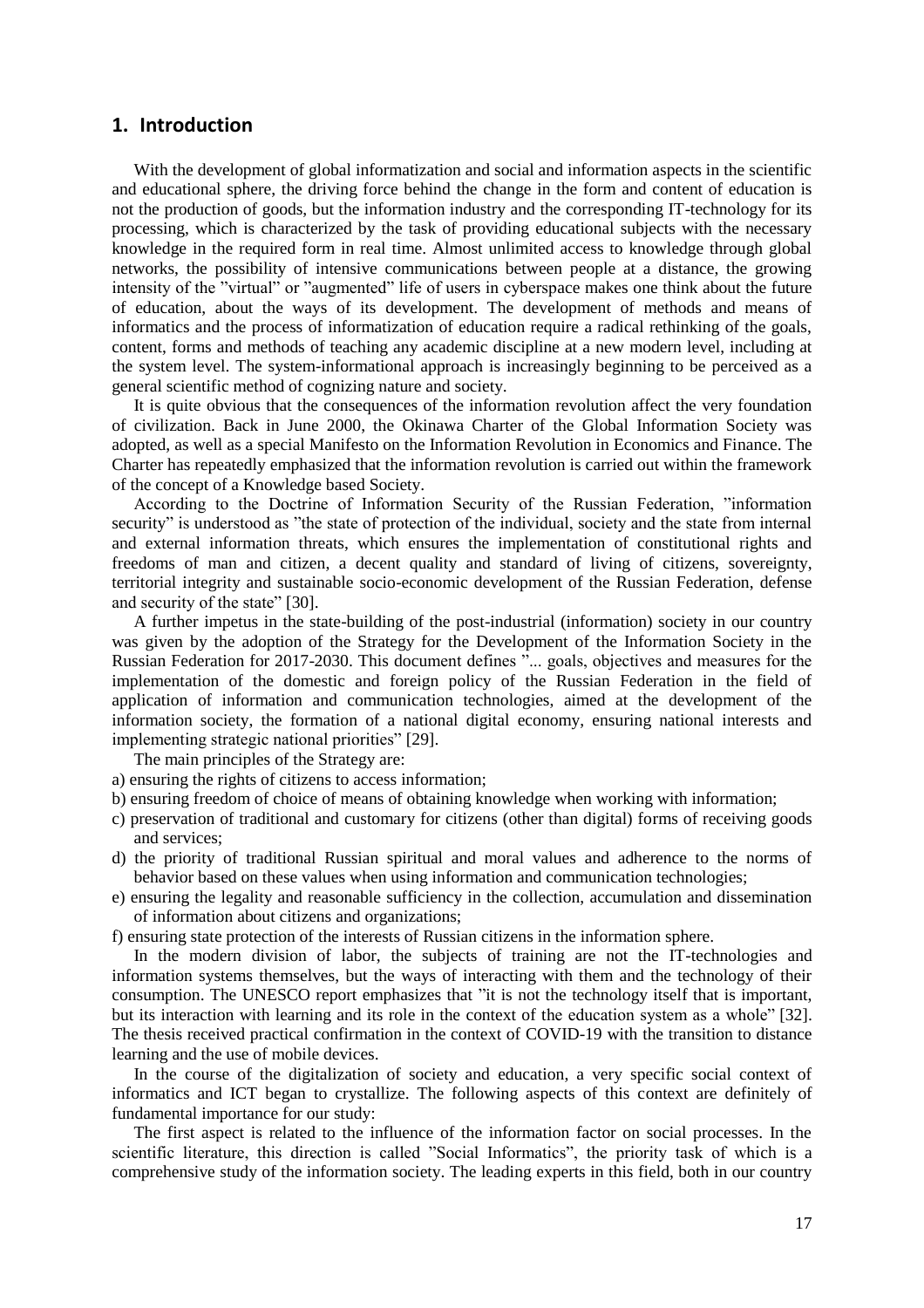## 1. Introduction

With the development of global informatization and social and information aspects in the scientific and educational sphere, the driving force behind the change in the form and content of education is not the production of goods, but the information industry and the corresponding IT-technology for its processing, which is characterized by the task of providing educational subjects with the necessary knowledge in the required form in real time. Almost unlimited access to knowledge through global networks, the possibility of intensive communications between people at a distance, the growing intensity of the "virtual" or "augmented" life of users in cyberspace makes one think about the future of education, about the ways of its development. The development of methods and means of informatics and the process of informatization of education require a radical rethinking of the goals, content, forms and methods of teaching any academic discipline at a new modern level, including at the system level. The system-informational approach is increasingly beginning to be perceived as a general scientific method of cognizing nature and society.

It is quite obvious that the consequences of the information revolution affect the very foundation of civilization. Back in June 2000, the Okinawa Charter of the Global Information Society was adopted, as well as a special Manifesto on the Information Revolution in Economics and Finance. The Charter has repeatedly emphasized that the information revolution is carried out within the framework of the concept of a Knowledge based Society.

According to the Doctrine of Information Security of the Russian Federation, "information security" is understood as "the state of protection of the individual, society and the state from internal and external information threats, which ensures the implementation of constitutional rights and freedoms of man and citizen, a decent quality and standard of living of citizens, sovereignty, territorial integrity and sustainable socio-economic development of the Russian Federation, defense and security of the state" [30].

A further impetus in the state-building of the post-industrial (information) society in our country was given by the adoption of the Strategy for the Development of the Information Society in the Russian Federation for 2017-2030. This document defines "... goals, objectives and measures for the implementation of the domestic and foreign policy of the Russian Federation in the field of application of information and communication technologies, aimed at the development of the information society, the formation of a national digital economy, ensuring national interests and implementing strategic national priorities" [29].

The main principles of the Strategy are:

a) ensuring the rights of citizens to access information;
b) ensuring freedom of choice of means of obtaining knowledge when working with information;
c) preservation of traditional and customary for citizens (other than digital) forms of receiving goods and services;
d) the priority of traditional Russian spiritual and moral values and adherence to the norms of behavior based on these values when using information and communication technologies;
e) ensuring the legality and reasonable sufficiency in the collection, accumulation and dissemination of information about citizens and organizations;
f) ensuring state protection of the interests of Russian citizens in the information sphere.

In the modern division of labor, the subjects of training are not the IT-technologies and information systems themselves, but the ways of interacting with them and the technology of their consumption. The UNESCO report emphasizes that "it is not the technology itself that is important, but its interaction with learning and its role in the context of the education system as a whole" [32]. The thesis received practical confirmation in the context of COVID-19 with the transition to distance learning and the use of mobile devices.

In the course of the digitalization of society and education, a very specific social context of informatics and ICT began to crystallize. The following aspects of this context are definitely of fundamental importance for our study:

The first aspect is related to the influence of the information factor on social processes. In the scientific literature, this direction is called "Social Informatics", the priority task of which is a comprehensive study of the information society. The leading experts in this field, both in our country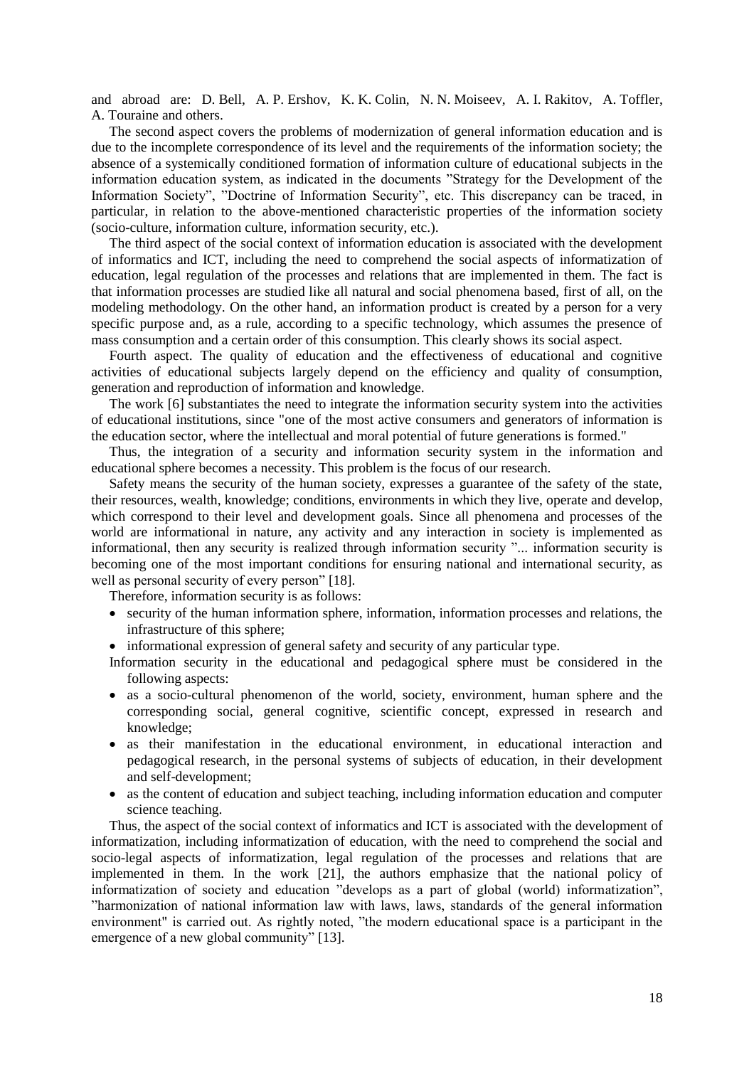and abroad are: D. Bell, A. P. Ershov, K. K. Colin, N. N. Moiseev, A. I. Rakitov, A. Toffler, A. Touraine and others.

The second aspect covers the problems of modernization of general information education and is due to the incomplete correspondence of its level and the requirements of the information society; the absence of a systemically conditioned formation of information culture of educational subjects in the information education system, as indicated in the documents "Strategy for the Development of the Information Society", "Doctrine of Information Security", etc. This discrepancy can be traced, in particular, in relation to the above-mentioned characteristic properties of the information society (socio-culture, information culture, information security, etc.).

The third aspect of the social context of information education is associated with the development of informatics and ICT, including the need to comprehend the social aspects of informatization of education, legal regulation of the processes and relations that are implemented in them. The fact is that information processes are studied like all natural and social phenomena based, first of all, on the modeling methodology. On the other hand, an information product is created by a person for a very specific purpose and, as a rule, according to a specific technology, which assumes the presence of mass consumption and a certain order of this consumption. This clearly shows its social aspect.

Fourth aspect. The quality of education and the effectiveness of educational and cognitive activities of educational subjects largely depend on the efficiency and quality of consumption, generation and reproduction of information and knowledge.

The work [6] substantiates the need to integrate the information security system into the activities of educational institutions, since "one of the most active consumers and generators of information is the education sector, where the intellectual and moral potential of future generations is formed."

Thus, the integration of a security and information security system in the information and educational sphere becomes a necessity. This problem is the focus of our research.

Safety means the security of the human society, expresses a guarantee of the safety of the state, their resources, wealth, knowledge; conditions, environments in which they live, operate and develop, which correspond to their level and development goals. Since all phenomena and processes of the world are informational in nature, any activity and any interaction in society is implemented as informational, then any security is realized through information security "... information security is becoming one of the most important conditions for ensuring national and international security, as well as personal security of every person" [18].

Therefore, information security is as follows:

- security of the human information sphere, information, information processes and relations, the infrastructure of this sphere;
- informational expression of general safety and security of any particular type.

Information security in the educational and pedagogical sphere must be considered in the following aspects:

- as a socio-cultural phenomenon of the world, society, environment, human sphere and the corresponding social, general cognitive, scientific concept, expressed in research and knowledge;
- as their manifestation in the educational environment, in educational interaction and pedagogical research, in the personal systems of subjects of education, in their development and self-development;
- as the content of education and subject teaching, including information education and computer science teaching.

Thus, the aspect of the social context of informatics and ICT is associated with the development of informatization, including informatization of education, with the need to comprehend the social and socio-legal aspects of informatization, legal regulation of the processes and relations that are implemented in them. In the work [21], the authors emphasize that the national policy of informatization of society and education "develops as a part of global (world) informatization", "harmonization of national information law with laws, laws, standards of the general information environment" is carried out. As rightly noted, "the modern educational space is a participant in the emergence of a new global community" [13].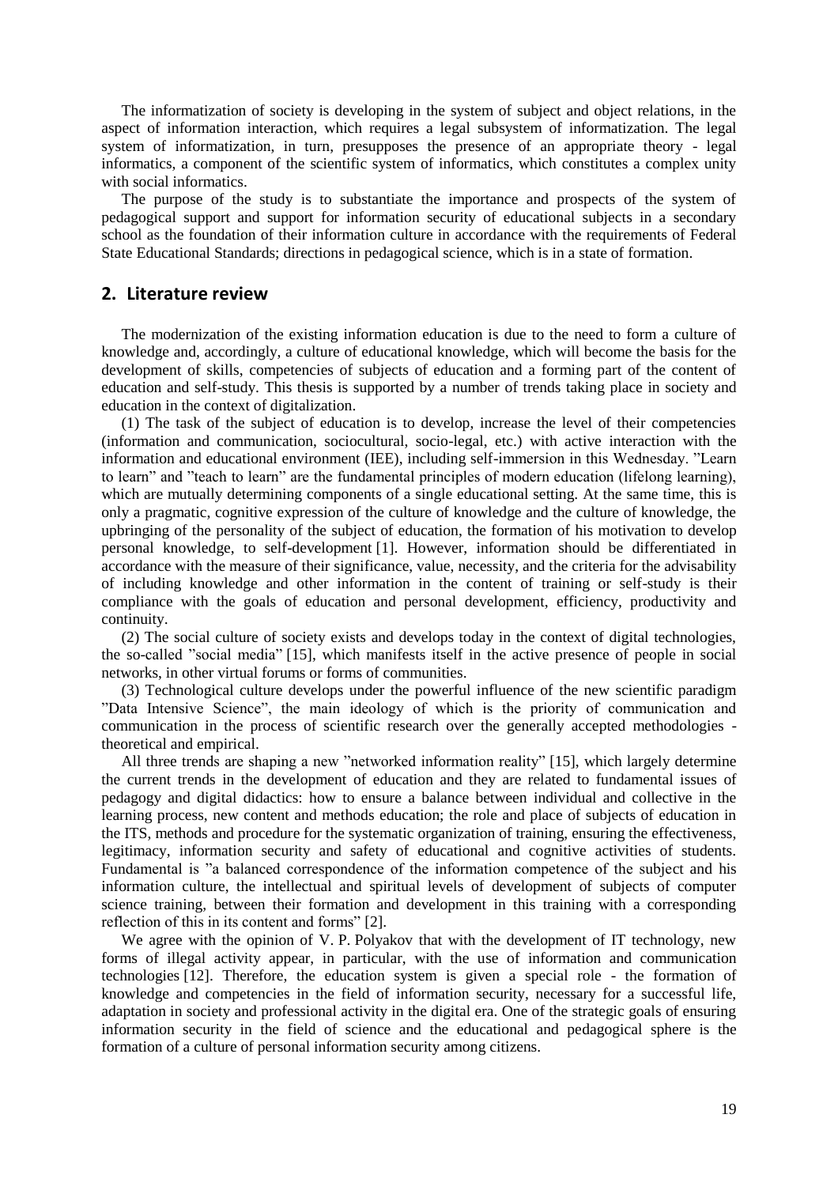The informatization of society is developing in the system of subject and object relations, in the aspect of information interaction, which requires a legal subsystem of informatization. The legal system of informatization, in turn, presupposes the presence of an appropriate theory - legal informatics, a component of the scientific system of informatics, which constitutes a complex unity with social informatics.

The purpose of the study is to substantiate the importance and prospects of the system of pedagogical support and support for information security of educational subjects in a secondary school as the foundation of their information culture in accordance with the requirements of Federal State Educational Standards; directions in pedagogical science, which is in a state of formation.

## 2. Literature review

The modernization of the existing information education is due to the need to form a culture of knowledge and, accordingly, a culture of educational knowledge, which will become the basis for the development of skills, competencies of subjects of education and a forming part of the content of education and self-study. This thesis is supported by a number of trends taking place in society and education in the context of digitalization.

(1) The task of the subject of education is to develop, increase the level of their competencies (information and communication, sociocultural, socio-legal, etc.) with active interaction with the information and educational environment (IEE), including self-immersion in this Wednesday. "Learn to learn" and "teach to learn" are the fundamental principles of modern education (lifelong learning), which are mutually determining components of a single educational setting. At the same time, this is only a pragmatic, cognitive expression of the culture of knowledge and the culture of knowledge, the upbringing of the personality of the subject of education, the formation of his motivation to develop personal knowledge, to self-development [1]. However, information should be differentiated in accordance with the measure of their significance, value, necessity, and the criteria for the advisability of including knowledge and other information in the content of training or self-study is their compliance with the goals of education and personal development, efficiency, productivity and continuity.

(2) The social culture of society exists and develops today in the context of digital technologies, the so-called "social media" [15], which manifests itself in the active presence of people in social networks, in other virtual forums or forms of communities.

(3) Technological culture develops under the powerful influence of the new scientific paradigm "Data Intensive Science", the main ideology of which is the priority of communication and communication in the process of scientific research over the generally accepted methodologies - theoretical and empirical.

All three trends are shaping a new "networked information reality" [15], which largely determine the current trends in the development of education and they are related to fundamental issues of pedagogy and digital didactics: how to ensure a balance between individual and collective in the learning process, new content and methods education; the role and place of subjects of education in the ITS, methods and procedure for the systematic organization of training, ensuring the effectiveness, legitimacy, information security and safety of educational and cognitive activities of students. Fundamental is "a balanced correspondence of the information competence of the subject and his information culture, the intellectual and spiritual levels of development of subjects of computer science training, between their formation and development in this training with a corresponding reflection of this in its content and forms" [2].

We agree with the opinion of V. P. Polyakov that with the development of IT technology, new forms of illegal activity appear, in particular, with the use of information and communication technologies [12]. Therefore, the education system is given a special role - the formation of knowledge and competencies in the field of information security, necessary for a successful life, adaptation in society and professional activity in the digital era. One of the strategic goals of ensuring information security in the field of science and the educational and pedagogical sphere is the formation of a culture of personal information security among citizens.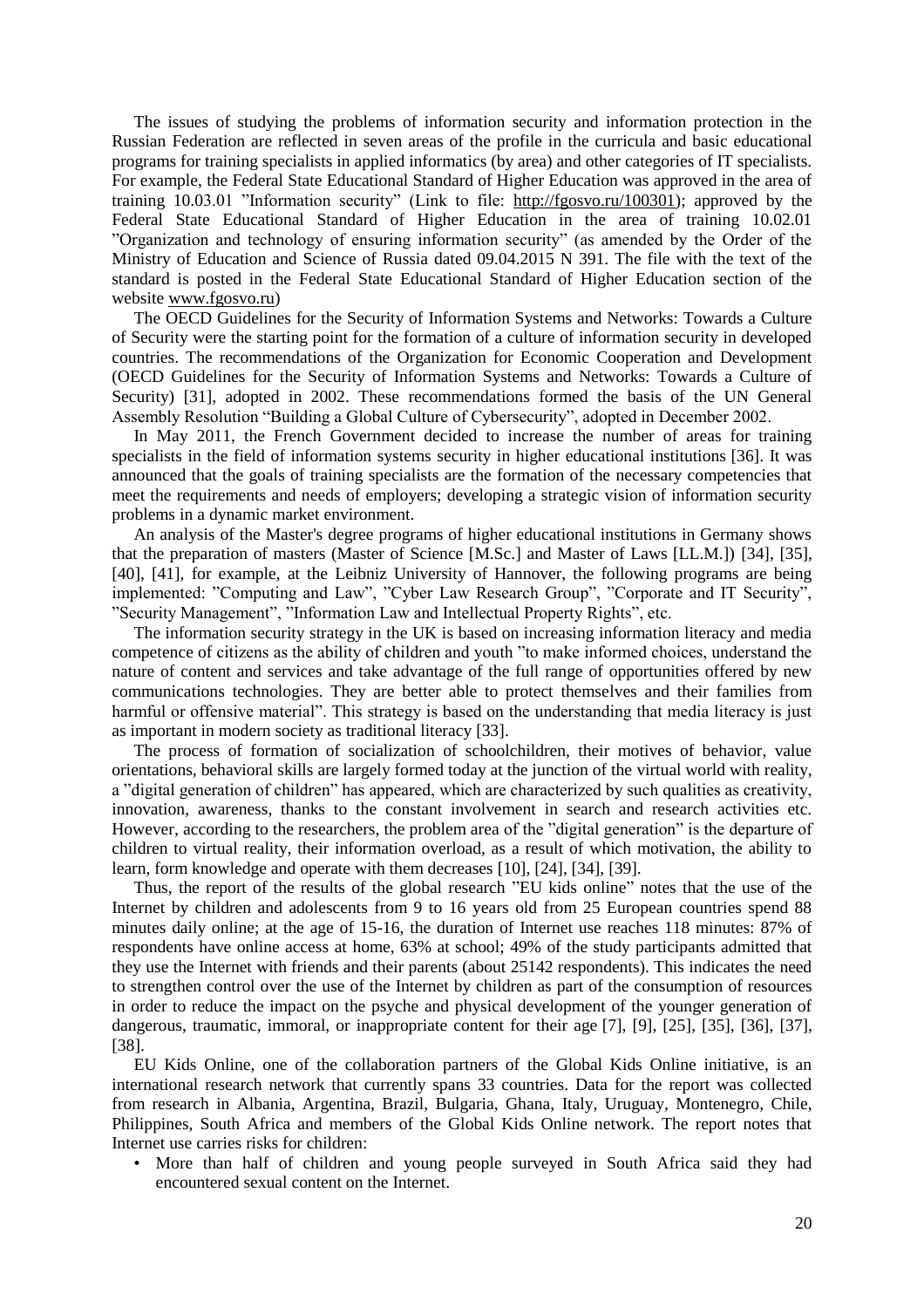The issues of studying the problems of information security and information protection in the Russian Federation are reflected in seven areas of the profile in the curricula and basic educational programs for training specialists in applied informatics (by area) and other categories of IT specialists. For example, the Federal State Educational Standard of Higher Education was approved in the area of training 10.03.01 "Information security" (Link to file: http://fgosvo.ru/100301); approved by the Federal State Educational Standard of Higher Education in the area of training 10.02.01 "Organization and technology of ensuring information security" (as amended by the Order of the Ministry of Education and Science of Russia dated 09.04.2015 N 391. The file with the text of the standard is posted in the Federal State Educational Standard of Higher Education section of the website www.fgosvo.ru)

The OECD Guidelines for the Security of Information Systems and Networks: Towards a Culture of Security were the starting point for the formation of a culture of information security in developed countries. The recommendations of the Organization for Economic Cooperation and Development (OECD Guidelines for the Security of Information Systems and Networks: Towards a Culture of Security) [31], adopted in 2002. These recommendations formed the basis of the UN General Assembly Resolution "Building a Global Culture of Cybersecurity", adopted in December 2002.

In May 2011, the French Government decided to increase the number of areas for training specialists in the field of information systems security in higher educational institutions [36]. It was announced that the goals of training specialists are the formation of the necessary competencies that meet the requirements and needs of employers; developing a strategic vision of information security problems in a dynamic market environment.

An analysis of the Master's degree programs of higher educational institutions in Germany shows that the preparation of masters (Master of Science [M.Sc.] and Master of Laws [LL.M.]) [34], [35], [40], [41], for example, at the Leibniz University of Hannover, the following programs are being implemented: "Computing and Law", "Cyber Law Research Group", "Corporate and IT Security", "Security Management", "Information Law and Intellectual Property Rights", etc.

The information security strategy in the UK is based on increasing information literacy and media competence of citizens as the ability of children and youth "to make informed choices, understand the nature of content and services and take advantage of the full range of opportunities offered by new communications technologies. They are better able to protect themselves and their families from harmful or offensive material". This strategy is based on the understanding that media literacy is just as important in modern society as traditional literacy [33].

The process of formation of socialization of schoolchildren, their motives of behavior, value orientations, behavioral skills are largely formed today at the junction of the virtual world with reality, a "digital generation of children" has appeared, which are characterized by such qualities as creativity, innovation, awareness, thanks to the constant involvement in search and research activities etc. However, according to the researchers, the problem area of the "digital generation" is the departure of children to virtual reality, their information overload, as a result of which motivation, the ability to learn, form knowledge and operate with them decreases [10], [24], [34], [39].

Thus, the report of the results of the global research "EU kids online" notes that the use of the Internet by children and adolescents from 9 to 16 years old from 25 European countries spend 88 minutes daily online; at the age of 15-16, the duration of Internet use reaches 118 minutes: 87% of respondents have online access at home, 63% at school; 49% of the study participants admitted that they use the Internet with friends and their parents (about 25142 respondents). This indicates the need to strengthen control over the use of the Internet by children as part of the consumption of resources in order to reduce the impact on the psyche and physical development of the younger generation of dangerous, traumatic, immoral, or inappropriate content for their age [7], [9], [25], [35], [36], [37], [38].

EU Kids Online, one of the collaboration partners of the Global Kids Online initiative, is an international research network that currently spans 33 countries. Data for the report was collected from research in Albania, Argentina, Brazil, Bulgaria, Ghana, Italy, Uruguay, Montenegro, Chile, Philippines, South Africa and members of the Global Kids Online network. The report notes that Internet use carries risks for children:

- More than half of children and young people surveyed in South Africa said they had encountered sexual content on the Internet.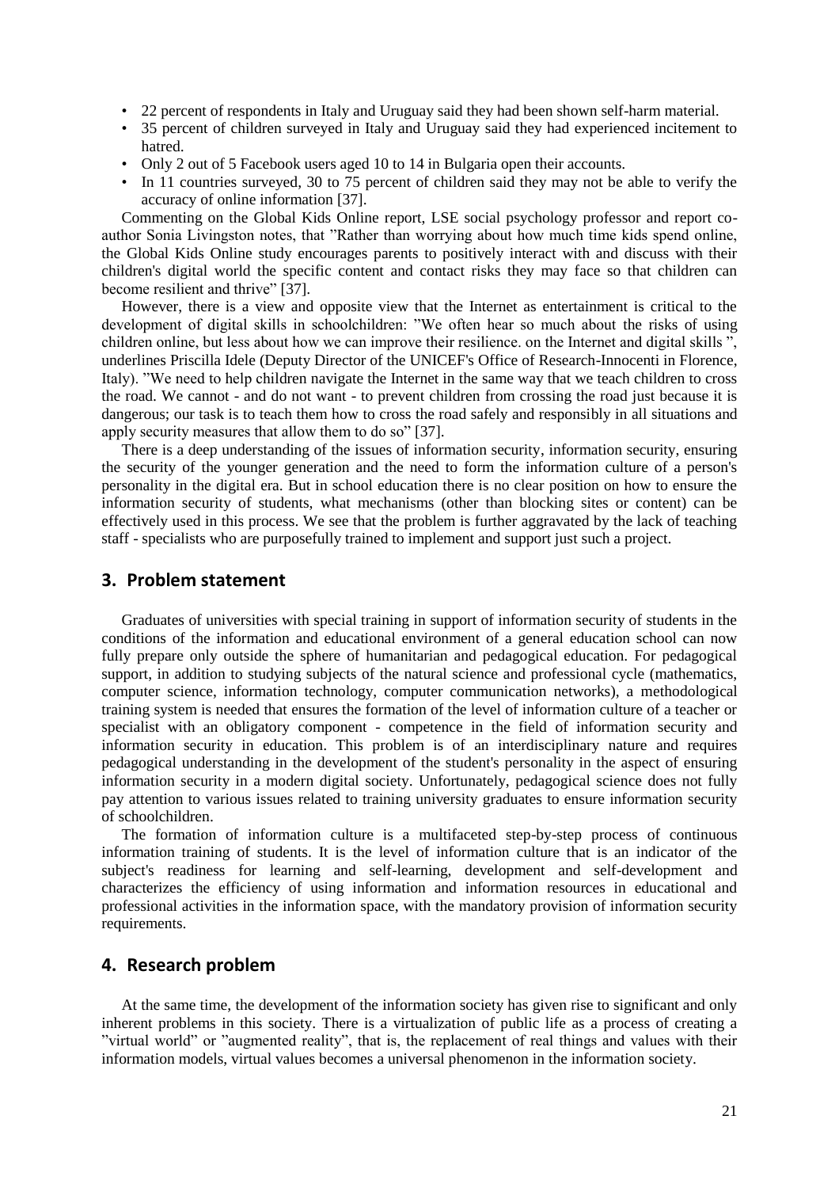- 22 percent of respondents in Italy and Uruguay said they had been shown self-harm material.
- 35 percent of children surveyed in Italy and Uruguay said they had experienced incitement to hatred.
- Only 2 out of 5 Facebook users aged 10 to 14 in Bulgaria open their accounts.
- In 11 countries surveyed, 30 to 75 percent of children said they may not be able to verify the accuracy of online information [37].

Commenting on the Global Kids Online report, LSE social psychology professor and report co-author Sonia Livingston notes, that "Rather than worrying about how much time kids spend online, the Global Kids Online study encourages parents to positively interact with and discuss with their children's digital world the specific content and contact risks they may face so that children can become resilient and thrive" [37].

However, there is a view and opposite view that the Internet as entertainment is critical to the development of digital skills in schoolchildren: "We often hear so much about the risks of using children online, but less about how we can improve their resilience. on the Internet and digital skills ", underlines Priscilla Idele (Deputy Director of the UNICEF's Office of Research-Innocenti in Florence, Italy). "We need to help children navigate the Internet in the same way that we teach children to cross the road. We cannot - and do not want - to prevent children from crossing the road just because it is dangerous; our task is to teach them how to cross the road safely and responsibly in all situations and apply security measures that allow them to do so" [37].

There is a deep understanding of the issues of information security, information security, ensuring the security of the younger generation and the need to form the information culture of a person's personality in the digital era. But in school education there is no clear position on how to ensure the information security of students, what mechanisms (other than blocking sites or content) can be effectively used in this process. We see that the problem is further aggravated by the lack of teaching staff - specialists who are purposefully trained to implement and support just such a project.

## 3. Problem statement

Graduates of universities with special training in support of information security of students in the conditions of the information and educational environment of a general education school can now fully prepare only outside the sphere of humanitarian and pedagogical education. For pedagogical support, in addition to studying subjects of the natural science and professional cycle (mathematics, computer science, information technology, computer communication networks), a methodological training system is needed that ensures the formation of the level of information culture of a teacher or specialist with an obligatory component - competence in the field of information security and information security in education. This problem is of an interdisciplinary nature and requires pedagogical understanding in the development of the student's personality in the aspect of ensuring information security in a modern digital society. Unfortunately, pedagogical science does not fully pay attention to various issues related to training university graduates to ensure information security of schoolchildren.

The formation of information culture is a multifaceted step-by-step process of continuous information training of students. It is the level of information culture that is an indicator of the subject's readiness for learning and self-learning, development and self-development and characterizes the efficiency of using information and information resources in educational and professional activities in the information space, with the mandatory provision of information security requirements.

## 4. Research problem

At the same time, the development of the information society has given rise to significant and only inherent problems in this society. There is a virtualization of public life as a process of creating a "virtual world" or "augmented reality", that is, the replacement of real things and values with their information models, virtual values becomes a universal phenomenon in the information society.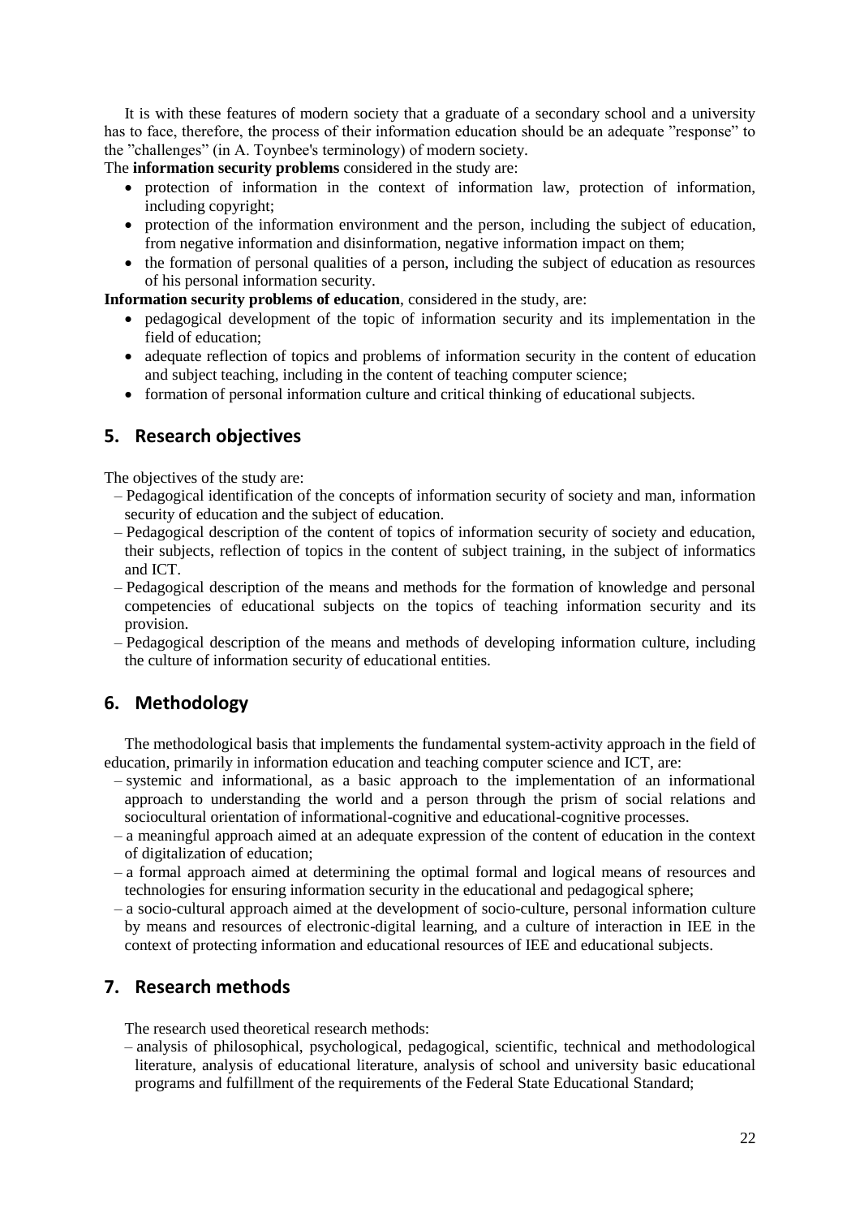It is with these features of modern society that a graduate of a secondary school and a university has to face, therefore, the process of their information education should be an adequate "response" to the "challenges" (in A. Toynbee's terminology) of modern society.

The **information security problems** considered in the study are:

- protection of information in the context of information law, protection of information, including copyright;
- protection of the information environment and the person, including the subject of education, from negative information and disinformation, negative information impact on them;
- the formation of personal qualities of a person, including the subject of education as resources of his personal information security.

**Information security problems of education**, considered in the study, are:

- pedagogical development of the topic of information security and its implementation in the field of education;
- adequate reflection of topics and problems of information security in the content of education and subject teaching, including in the content of teaching computer science;
- formation of personal information culture and critical thinking of educational subjects.

## 5. Research objectives

The objectives of the study are:

– Pedagogical identification of the concepts of information security of society and man, information security of education and the subject of education.

– Pedagogical description of the content of topics of information security of society and education, their subjects, reflection of topics in the content of subject training, in the subject of informatics and ICT.

– Pedagogical description of the means and methods for the formation of knowledge and personal competencies of educational subjects on the topics of teaching information security and its provision.

– Pedagogical description of the means and methods of developing information culture, including the culture of information security of educational entities.

## 6. Methodology

The methodological basis that implements the fundamental system-activity approach in the field of education, primarily in information education and teaching computer science and ICT, are:

– systemic and informational, as a basic approach to the implementation of an informational approach to understanding the world and a person through the prism of social relations and sociocultural orientation of informational-cognitive and educational-cognitive processes.

– a meaningful approach aimed at an adequate expression of the content of education in the context of digitalization of education;

– a formal approach aimed at determining the optimal formal and logical means of resources and technologies for ensuring information security in the educational and pedagogical sphere;

– a socio-cultural approach aimed at the development of socio-culture, personal information culture by means and resources of electronic-digital learning, and a culture of interaction in IEE in the context of protecting information and educational resources of IEE and educational subjects.

## 7. Research methods

The research used theoretical research methods:

– analysis of philosophical, psychological, pedagogical, scientific, technical and methodological literature, analysis of educational literature, analysis of school and university basic educational programs and fulfillment of the requirements of the Federal State Educational Standard;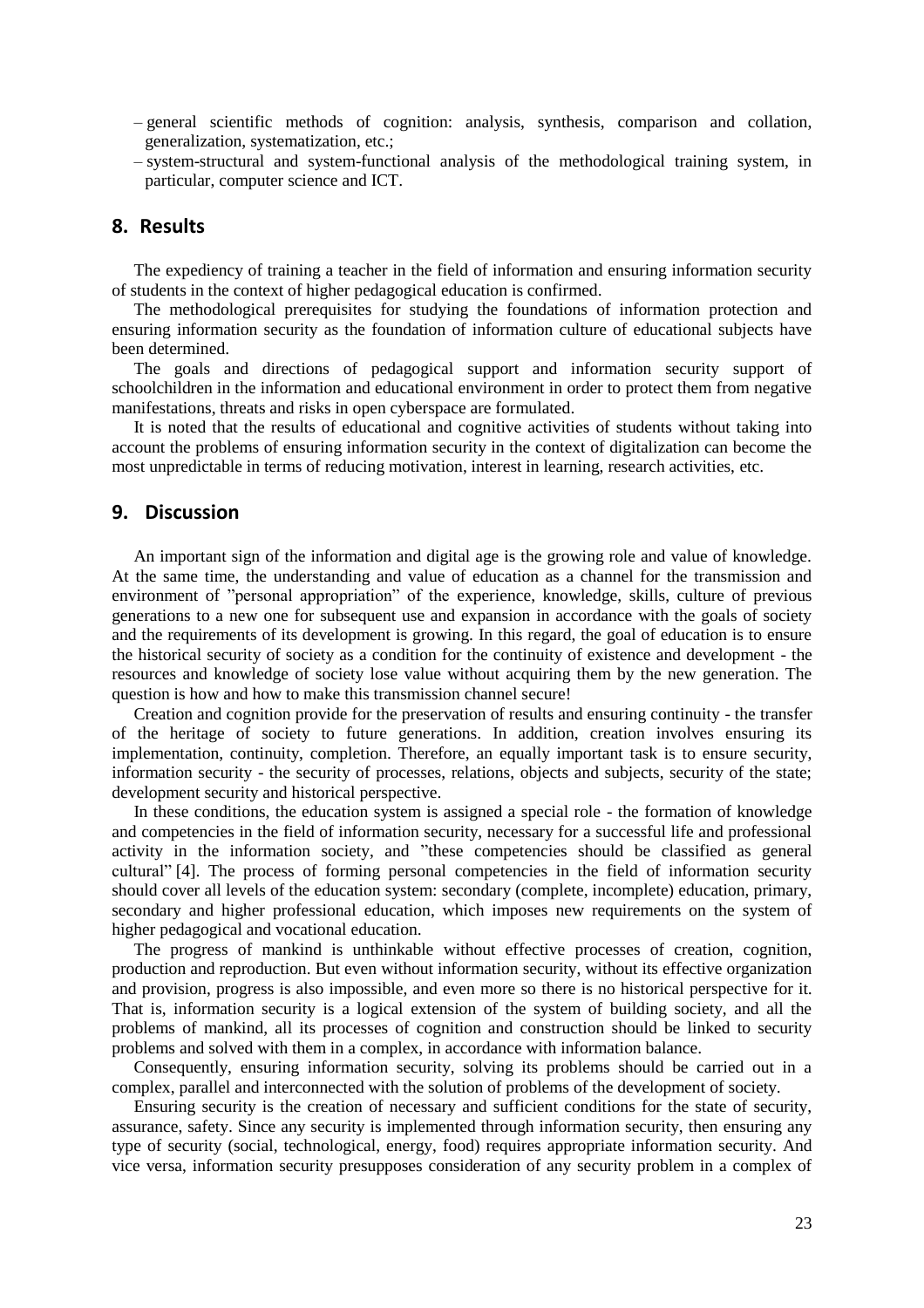- general scientific methods of cognition: analysis, synthesis, comparison and collation, generalization, systematization, etc.;
- system-structural and system-functional analysis of the methodological training system, in particular, computer science and ICT.

## 8. Results

The expediency of training a teacher in the field of information and ensuring information security of students in the context of higher pedagogical education is confirmed.

The methodological prerequisites for studying the foundations of information protection and ensuring information security as the foundation of information culture of educational subjects have been determined.

The goals and directions of pedagogical support and information security support of schoolchildren in the information and educational environment in order to protect them from negative manifestations, threats and risks in open cyberspace are formulated.

It is noted that the results of educational and cognitive activities of students without taking into account the problems of ensuring information security in the context of digitalization can become the most unpredictable in terms of reducing motivation, interest in learning, research activities, etc.

## 9. Discussion

An important sign of the information and digital age is the growing role and value of knowledge. At the same time, the understanding and value of education as a channel for the transmission and environment of "personal appropriation" of the experience, knowledge, skills, culture of previous generations to a new one for subsequent use and expansion in accordance with the goals of society and the requirements of its development is growing. In this regard, the goal of education is to ensure the historical security of society as a condition for the continuity of existence and development - the resources and knowledge of society lose value without acquiring them by the new generation. The question is how and how to make this transmission channel secure!

Creation and cognition provide for the preservation of results and ensuring continuity - the transfer of the heritage of society to future generations. In addition, creation involves ensuring its implementation, continuity, completion. Therefore, an equally important task is to ensure security, information security - the security of processes, relations, objects and subjects, security of the state; development security and historical perspective.

In these conditions, the education system is assigned a special role - the formation of knowledge and competencies in the field of information security, necessary for a successful life and professional activity in the information society, and "these competencies should be classified as general cultural" [4]. The process of forming personal competencies in the field of information security should cover all levels of the education system: secondary (complete, incomplete) education, primary, secondary and higher professional education, which imposes new requirements on the system of higher pedagogical and vocational education.

The progress of mankind is unthinkable without effective processes of creation, cognition, production and reproduction. But even without information security, without its effective organization and provision, progress is also impossible, and even more so there is no historical perspective for it. That is, information security is a logical extension of the system of building society, and all the problems of mankind, all its processes of cognition and construction should be linked to security problems and solved with them in a complex, in accordance with information balance.

Consequently, ensuring information security, solving its problems should be carried out in a complex, parallel and interconnected with the solution of problems of the development of society.

Ensuring security is the creation of necessary and sufficient conditions for the state of security, assurance, safety. Since any security is implemented through information security, then ensuring any type of security (social, technological, energy, food) requires appropriate information security. And vice versa, information security presupposes consideration of any security problem in a complex of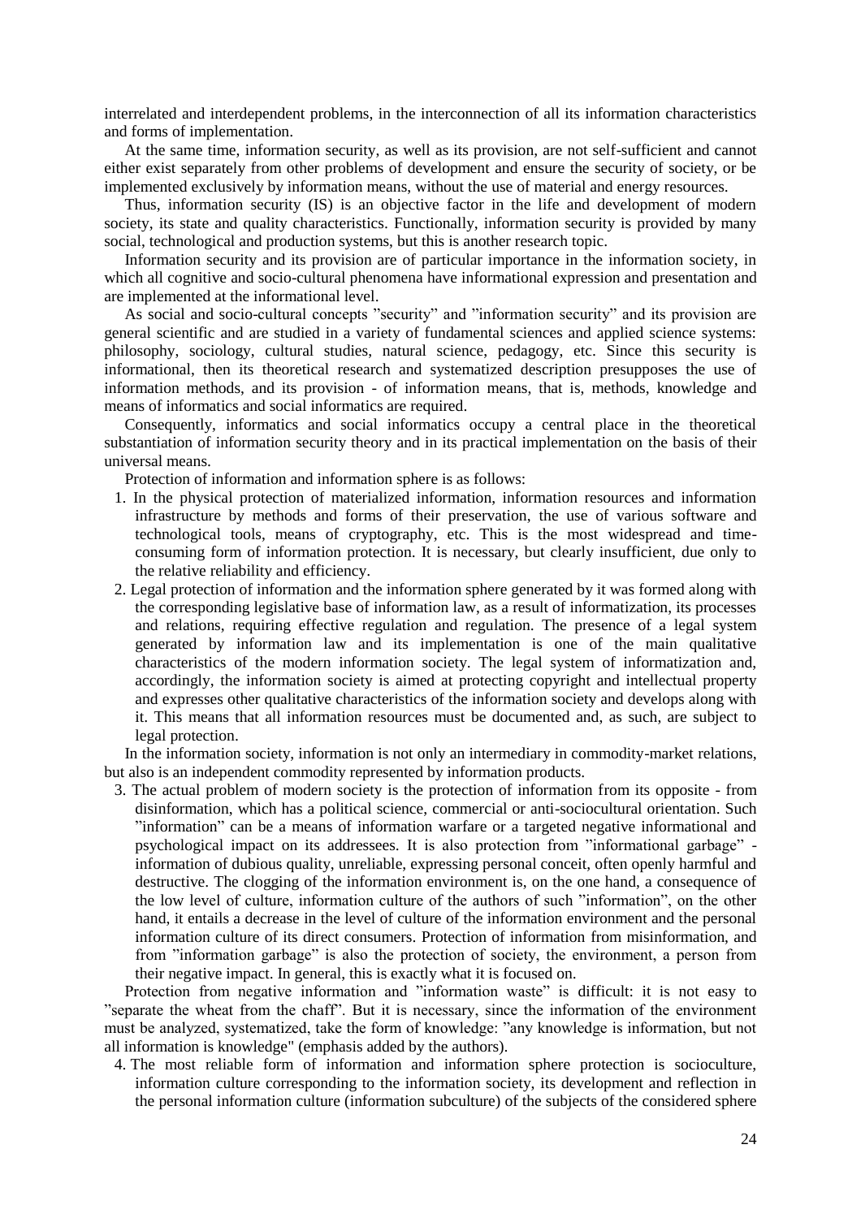interrelated and interdependent problems, in the interconnection of all its information characteristics and forms of implementation.

At the same time, information security, as well as its provision, are not self-sufficient and cannot either exist separately from other problems of development and ensure the security of society, or be implemented exclusively by information means, without the use of material and energy resources.

Thus, information security (IS) is an objective factor in the life and development of modern society, its state and quality characteristics. Functionally, information security is provided by many social, technological and production systems, but this is another research topic.

Information security and its provision are of particular importance in the information society, in which all cognitive and socio-cultural phenomena have informational expression and presentation and are implemented at the informational level.

As social and socio-cultural concepts "security" and "information security" and its provision are general scientific and are studied in a variety of fundamental sciences and applied science systems: philosophy, sociology, cultural studies, natural science, pedagogy, etc. Since this security is informational, then its theoretical research and systematized description presupposes the use of information methods, and its provision - of information means, that is, methods, knowledge and means of informatics and social informatics are required.

Consequently, informatics and social informatics occupy a central place in the theoretical substantiation of information security theory and in its practical implementation on the basis of their universal means.

Protection of information and information sphere is as follows:

1. In the physical protection of materialized information, information resources and information infrastructure by methods and forms of their preservation, the use of various software and technological tools, means of cryptography, etc. This is the most widespread and time-consuming form of information protection. It is necessary, but clearly insufficient, due only to the relative reliability and efficiency.
2. Legal protection of information and the information sphere generated by it was formed along with the corresponding legislative base of information law, as a result of informatization, its processes and relations, requiring effective regulation and regulation. The presence of a legal system generated by information law and its implementation is one of the main qualitative characteristics of the modern information society. The legal system of informatization and, accordingly, the information society is aimed at protecting copyright and intellectual property and expresses other qualitative characteristics of the information society and develops along with it. This means that all information resources must be documented and, as such, are subject to legal protection.

In the information society, information is not only an intermediary in commodity-market relations, but also is an independent commodity represented by information products.

3. The actual problem of modern society is the protection of information from its opposite - from disinformation, which has a political science, commercial or anti-sociocultural orientation. Such "information" can be a means of information warfare or a targeted negative informational and psychological impact on its addressees. It is also protection from "informational garbage" - information of dubious quality, unreliable, expressing personal conceit, often openly harmful and destructive. The clogging of the information environment is, on the one hand, a consequence of the low level of culture, information culture of the authors of such "information", on the other hand, it entails a decrease in the level of culture of the information environment and the personal information culture of its direct consumers. Protection of information from misinformation, and from "information garbage" is also the protection of society, the environment, a person from their negative impact. In general, this is exactly what it is focused on.

Protection from negative information and "information waste" is difficult: it is not easy to "separate the wheat from the chaff". But it is necessary, since the information of the environment must be analyzed, systematized, take the form of knowledge: "any knowledge is information, but not all information is knowledge" (emphasis added by the authors).

4. The most reliable form of information and information sphere protection is socioculture, information culture corresponding to the information society, its development and reflection in the personal information culture (information subculture) of the subjects of the considered sphere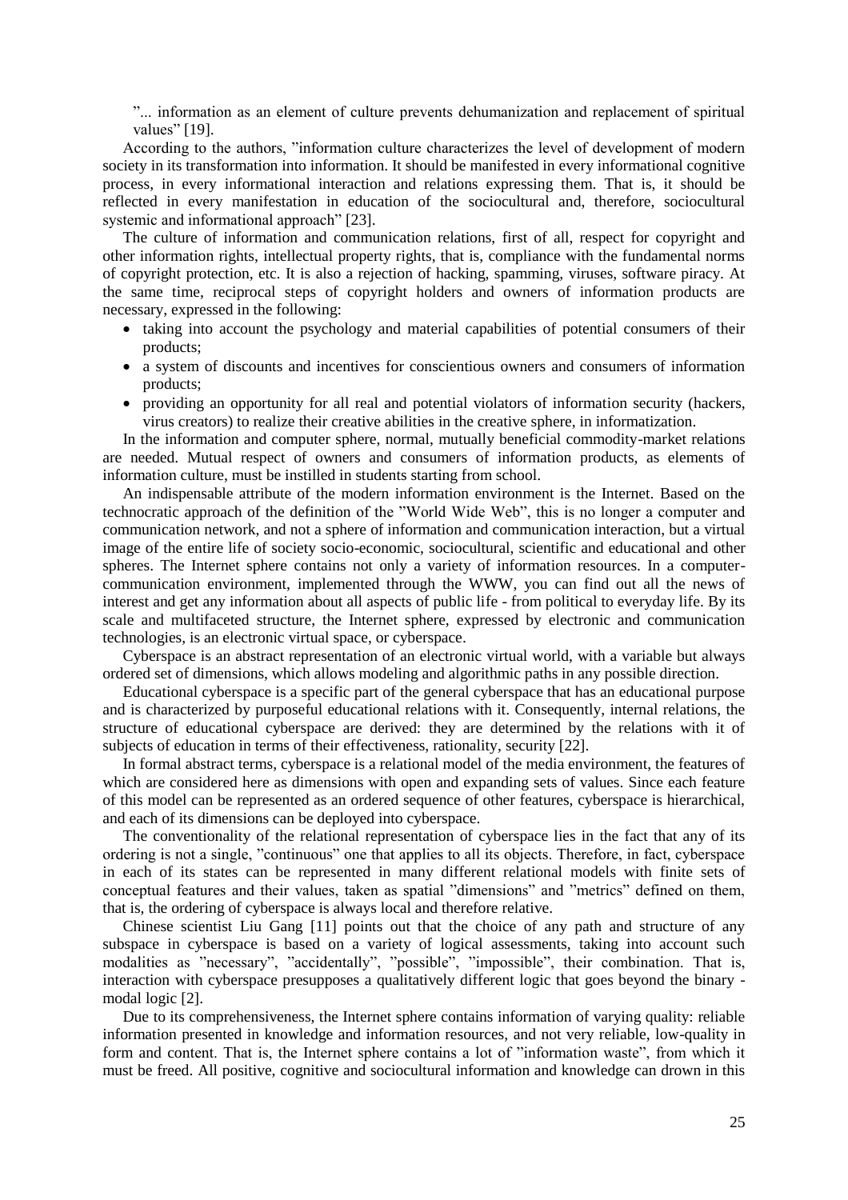"... information as an element of culture prevents dehumanization and replacement of spiritual values" [19].

According to the authors, "information culture characterizes the level of development of modern society in its transformation into information. It should be manifested in every informational cognitive process, in every informational interaction and relations expressing them. That is, it should be reflected in every manifestation in education of the sociocultural and, therefore, sociocultural systemic and informational approach" [23].

The culture of information and communication relations, first of all, respect for copyright and other information rights, intellectual property rights, that is, compliance with the fundamental norms of copyright protection, etc. It is also a rejection of hacking, spamming, viruses, software piracy. At the same time, reciprocal steps of copyright holders and owners of information products are necessary, expressed in the following:

- taking into account the psychology and material capabilities of potential consumers of their products;
- a system of discounts and incentives for conscientious owners and consumers of information products;
- providing an opportunity for all real and potential violators of information security (hackers, virus creators) to realize their creative abilities in the creative sphere, in informatization.

In the information and computer sphere, normal, mutually beneficial commodity-market relations are needed. Mutual respect of owners and consumers of information products, as elements of information culture, must be instilled in students starting from school.

An indispensable attribute of the modern information environment is the Internet. Based on the technocratic approach of the definition of the "World Wide Web", this is no longer a computer and communication network, and not a sphere of information and communication interaction, but a virtual image of the entire life of society socio-economic, sociocultural, scientific and educational and other spheres. The Internet sphere contains not only a variety of information resources. In a computer-communication environment, implemented through the WWW, you can find out all the news of interest and get any information about all aspects of public life - from political to everyday life. By its scale and multifaceted structure, the Internet sphere, expressed by electronic and communication technologies, is an electronic virtual space, or cyberspace.

Cyberspace is an abstract representation of an electronic virtual world, with a variable but always ordered set of dimensions, which allows modeling and algorithmic paths in any possible direction.

Educational cyberspace is a specific part of the general cyberspace that has an educational purpose and is characterized by purposeful educational relations with it. Consequently, internal relations, the structure of educational cyberspace are derived: they are determined by the relations with it of subjects of education in terms of their effectiveness, rationality, security [22].

In formal abstract terms, cyberspace is a relational model of the media environment, the features of which are considered here as dimensions with open and expanding sets of values. Since each feature of this model can be represented as an ordered sequence of other features, cyberspace is hierarchical, and each of its dimensions can be deployed into cyberspace.

The conventionality of the relational representation of cyberspace lies in the fact that any of its ordering is not a single, "continuous" one that applies to all its objects. Therefore, in fact, cyberspace in each of its states can be represented in many different relational models with finite sets of conceptual features and their values, taken as spatial "dimensions" and "metrics" defined on them, that is, the ordering of cyberspace is always local and therefore relative.

Chinese scientist Liu Gang [11] points out that the choice of any path and structure of any subspace in cyberspace is based on a variety of logical assessments, taking into account such modalities as "necessary", "accidentally", "possible", "impossible", their combination. That is, interaction with cyberspace presupposes a qualitatively different logic that goes beyond the binary - modal logic [2].

Due to its comprehensiveness, the Internet sphere contains information of varying quality: reliable information presented in knowledge and information resources, and not very reliable, low-quality in form and content. That is, the Internet sphere contains a lot of "information waste", from which it must be freed. All positive, cognitive and sociocultural information and knowledge can drown in this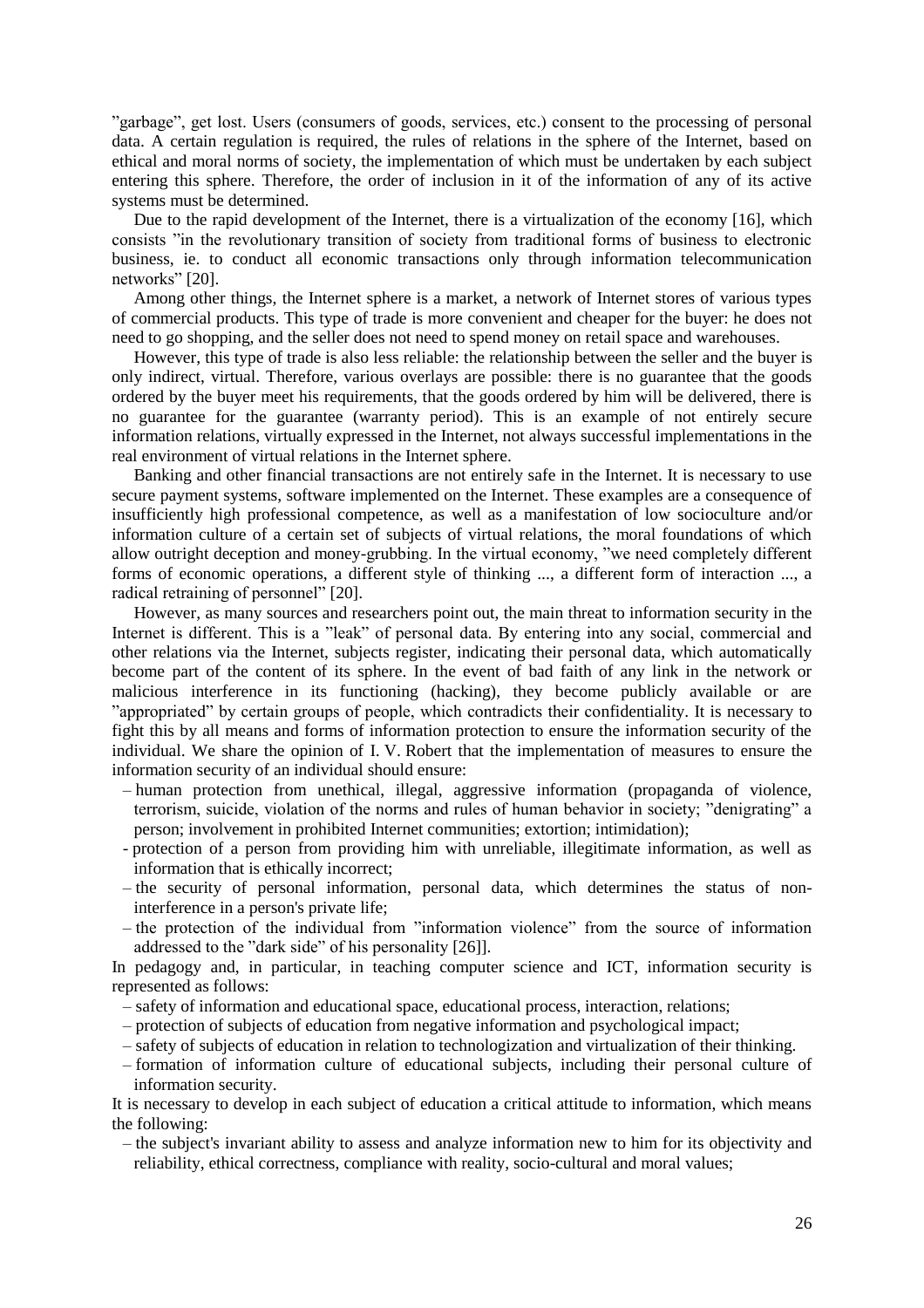"garbage", get lost. Users (consumers of goods, services, etc.) consent to the processing of personal data. A certain regulation is required, the rules of relations in the sphere of the Internet, based on ethical and moral norms of society, the implementation of which must be undertaken by each subject entering this sphere. Therefore, the order of inclusion in it of the information of any of its active systems must be determined.

Due to the rapid development of the Internet, there is a virtualization of the economy [16], which consists "in the revolutionary transition of society from traditional forms of business to electronic business, ie. to conduct all economic transactions only through information telecommunication networks" [20].

Among other things, the Internet sphere is a market, a network of Internet stores of various types of commercial products. This type of trade is more convenient and cheaper for the buyer: he does not need to go shopping, and the seller does not need to spend money on retail space and warehouses.

However, this type of trade is also less reliable: the relationship between the seller and the buyer is only indirect, virtual. Therefore, various overlays are possible: there is no guarantee that the goods ordered by the buyer meet his requirements, that the goods ordered by him will be delivered, there is no guarantee for the guarantee (warranty period). This is an example of not entirely secure information relations, virtually expressed in the Internet, not always successful implementations in the real environment of virtual relations in the Internet sphere.

Banking and other financial transactions are not entirely safe in the Internet. It is necessary to use secure payment systems, software implemented on the Internet. These examples are a consequence of insufficiently high professional competence, as well as a manifestation of low socioculture and/or information culture of a certain set of subjects of virtual relations, the moral foundations of which allow outright deception and money-grubbing. In the virtual economy, "we need completely different forms of economic operations, a different style of thinking ..., a different form of interaction ..., a radical retraining of personnel" [20].

However, as many sources and researchers point out, the main threat to information security in the Internet is different. This is a "leak" of personal data. By entering into any social, commercial and other relations via the Internet, subjects register, indicating their personal data, which automatically become part of the content of its sphere. In the event of bad faith of any link in the network or malicious interference in its functioning (hacking), they become publicly available or are "appropriated" by certain groups of people, which contradicts their confidentiality. It is necessary to fight this by all means and forms of information protection to ensure the information security of the individual. We share the opinion of I. V. Robert that the implementation of measures to ensure the information security of an individual should ensure:

- human protection from unethical, illegal, aggressive information (propaganda of violence, terrorism, suicide, violation of the norms and rules of human behavior in society; "denigrating" a person; involvement in prohibited Internet communities; extortion; intimidation);
- protection of a person from providing him with unreliable, illegitimate information, as well as information that is ethically incorrect;
- the security of personal information, personal data, which determines the status of non-interference in a person's private life;
- the protection of the individual from "information violence" from the source of information addressed to the "dark side" of his personality [26]].

In pedagogy and, in particular, in teaching computer science and ICT, information security is represented as follows:

- safety of information and educational space, educational process, interaction, relations;
- protection of subjects of education from negative information and psychological impact;
- safety of subjects of education in relation to technologization and virtualization of their thinking.
- formation of information culture of educational subjects, including their personal culture of information security.

It is necessary to develop in each subject of education a critical attitude to information, which means the following:

- the subject's invariant ability to assess and analyze information new to him for its objectivity and reliability, ethical correctness, compliance with reality, socio-cultural and moral values;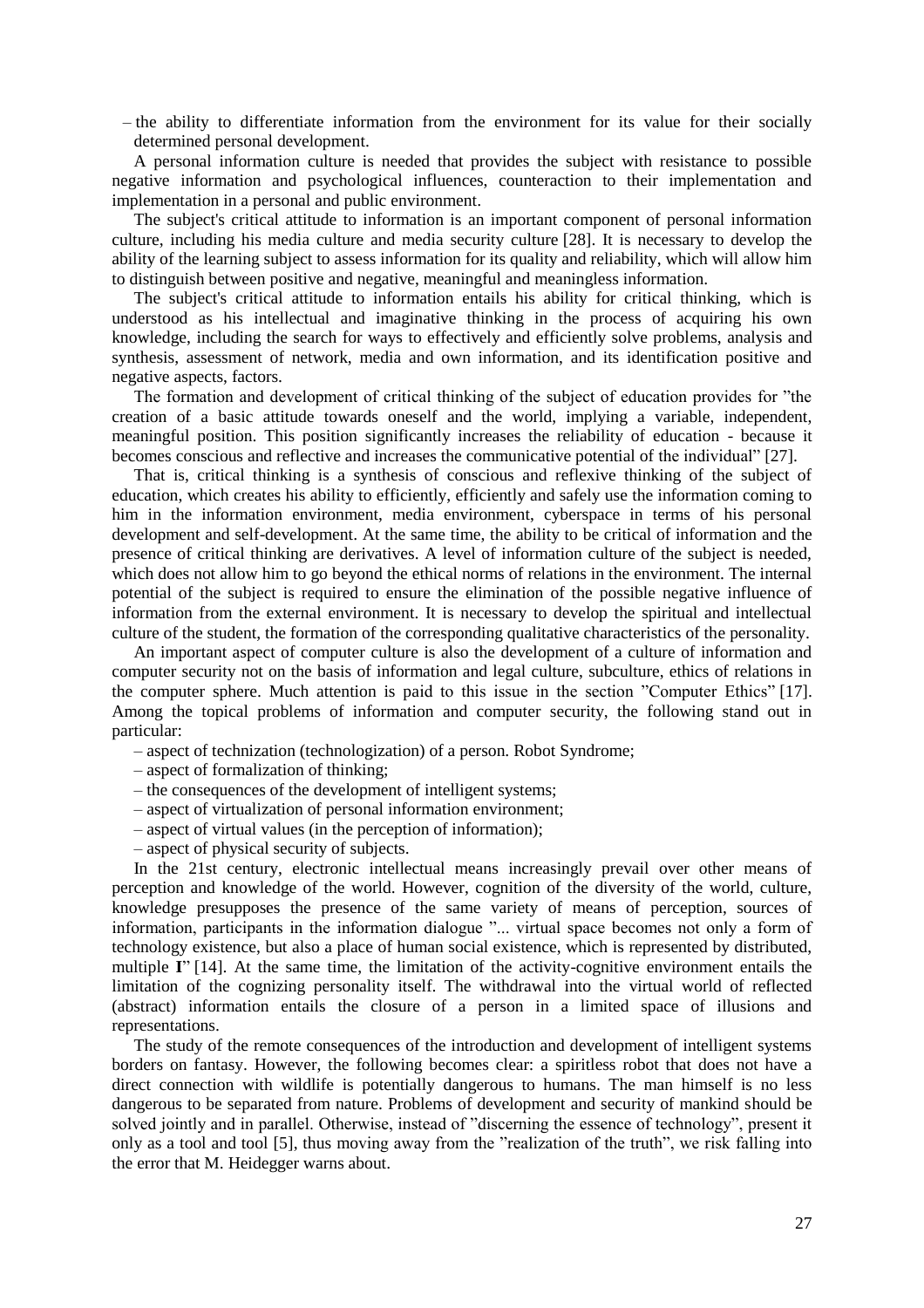– the ability to differentiate information from the environment for its value for their socially determined personal development.

A personal information culture is needed that provides the subject with resistance to possible negative information and psychological influences, counteraction to their implementation and implementation in a personal and public environment.

The subject's critical attitude to information is an important component of personal information culture, including his media culture and media security culture [28]. It is necessary to develop the ability of the learning subject to assess information for its quality and reliability, which will allow him to distinguish between positive and negative, meaningful and meaningless information.

The subject's critical attitude to information entails his ability for critical thinking, which is understood as his intellectual and imaginative thinking in the process of acquiring his own knowledge, including the search for ways to effectively and efficiently solve problems, analysis and synthesis, assessment of network, media and own information, and its identification positive and negative aspects, factors.

The formation and development of critical thinking of the subject of education provides for "the creation of a basic attitude towards oneself and the world, implying a variable, independent, meaningful position. This position significantly increases the reliability of education - because it becomes conscious and reflective and increases the communicative potential of the individual" [27].

That is, critical thinking is a synthesis of conscious and reflexive thinking of the subject of education, which creates his ability to efficiently, efficiently and safely use the information coming to him in the information environment, media environment, cyberspace in terms of his personal development and self-development. At the same time, the ability to be critical of information and the presence of critical thinking are derivatives. A level of information culture of the subject is needed, which does not allow him to go beyond the ethical norms of relations in the environment. The internal potential of the subject is required to ensure the elimination of the possible negative influence of information from the external environment. It is necessary to develop the spiritual and intellectual culture of the student, the formation of the corresponding qualitative characteristics of the personality.

An important aspect of computer culture is also the development of a culture of information and computer security not on the basis of information and legal culture, subculture, ethics of relations in the computer sphere. Much attention is paid to this issue in the section "Computer Ethics" [17]. Among the topical problems of information and computer security, the following stand out in particular:

– aspect of technization (technologization) of a person. Robot Syndrome;
– aspect of formalization of thinking;
– the consequences of the development of intelligent systems;
– aspect of virtualization of personal information environment;
– aspect of virtual values (in the perception of information);
– aspect of physical security of subjects.

In the 21st century, electronic intellectual means increasingly prevail over other means of perception and knowledge of the world. However, cognition of the diversity of the world, culture, knowledge presupposes the presence of the same variety of means of perception, sources of information, participants in the information dialogue "... virtual space becomes not only a form of technology existence, but also a place of human social existence, which is represented by distributed, multiple **I**" [14]. At the same time, the limitation of the activity-cognitive environment entails the limitation of the cognizing personality itself. The withdrawal into the virtual world of reflected (abstract) information entails the closure of a person in a limited space of illusions and representations.

The study of the remote consequences of the introduction and development of intelligent systems borders on fantasy. However, the following becomes clear: a spiritless robot that does not have a direct connection with wildlife is potentially dangerous to humans. The man himself is no less dangerous to be separated from nature. Problems of development and security of mankind should be solved jointly and in parallel. Otherwise, instead of "discerning the essence of technology", present it only as a tool and tool [5], thus moving away from the "realization of the truth", we risk falling into the error that M. Heidegger warns about.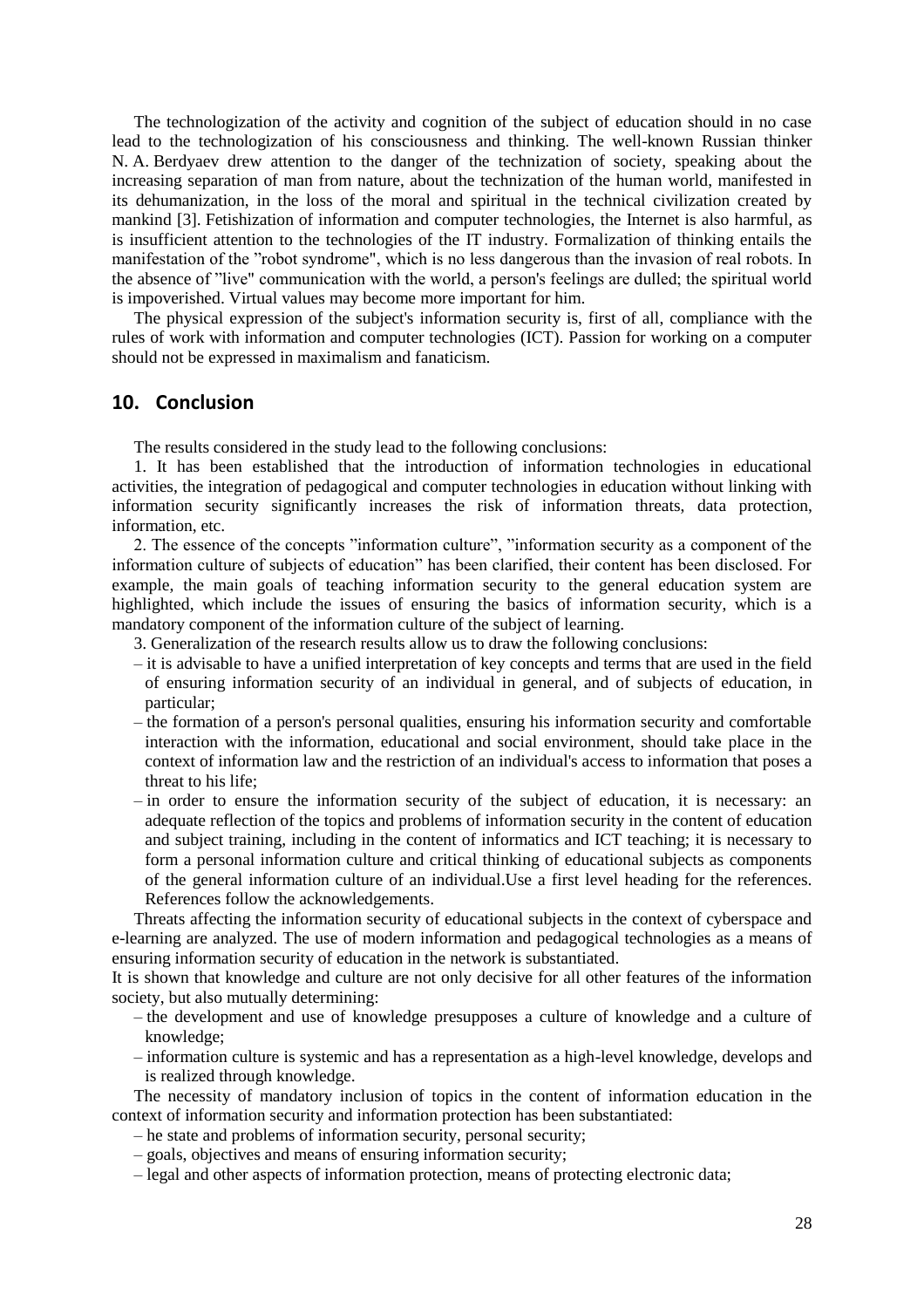The technologization of the activity and cognition of the subject of education should in no case lead to the technologization of his consciousness and thinking. The well-known Russian thinker N. A. Berdyaev drew attention to the danger of the technization of society, speaking about the increasing separation of man from nature, about the technization of the human world, manifested in its dehumanization, in the loss of the moral and spiritual in the technical civilization created by mankind [3]. Fetishization of information and computer technologies, the Internet is also harmful, as is insufficient attention to the technologies of the IT industry. Formalization of thinking entails the manifestation of the "robot syndrome", which is no less dangerous than the invasion of real robots. In the absence of "live" communication with the world, a person's feelings are dulled; the spiritual world is impoverished. Virtual values may become more important for him.

The physical expression of the subject's information security is, first of all, compliance with the rules of work with information and computer technologies (ICT). Passion for working on a computer should not be expressed in maximalism and fanaticism.

## 10. Conclusion

The results considered in the study lead to the following conclusions:

1. It has been established that the introduction of information technologies in educational activities, the integration of pedagogical and computer technologies in education without linking with information security significantly increases the risk of information threats, data protection, information, etc.

2. The essence of the concepts "information culture", "information security as a component of the information culture of subjects of education" has been clarified, their content has been disclosed. For example, the main goals of teaching information security to the general education system are highlighted, which include the issues of ensuring the basics of information security, which is a mandatory component of the information culture of the subject of learning.

3. Generalization of the research results allow us to draw the following conclusions:

– it is advisable to have a unified interpretation of key concepts and terms that are used in the field of ensuring information security of an individual in general, and of subjects of education, in particular;

– the formation of a person's personal qualities, ensuring his information security and comfortable interaction with the information, educational and social environment, should take place in the context of information law and the restriction of an individual's access to information that poses a threat to his life;

– in order to ensure the information security of the subject of education, it is necessary: an adequate reflection of the topics and problems of information security in the content of education and subject training, including in the content of informatics and ICT teaching; it is necessary to form a personal information culture and critical thinking of educational subjects as components of the general information culture of an individual.Use a first level heading for the references. References follow the acknowledgements.

Threats affecting the information security of educational subjects in the context of cyberspace and e-learning are analyzed. The use of modern information and pedagogical technologies as a means of ensuring information security of education in the network is substantiated.

It is shown that knowledge and culture are not only decisive for all other features of the information society, but also mutually determining:

– the development and use of knowledge presupposes a culture of knowledge and a culture of knowledge;

– information culture is systemic and has a representation as a high-level knowledge, develops and is realized through knowledge.

The necessity of mandatory inclusion of topics in the content of information education in the context of information security and information protection has been substantiated:

– he state and problems of information security, personal security;

– goals, objectives and means of ensuring information security;

– legal and other aspects of information protection, means of protecting electronic data;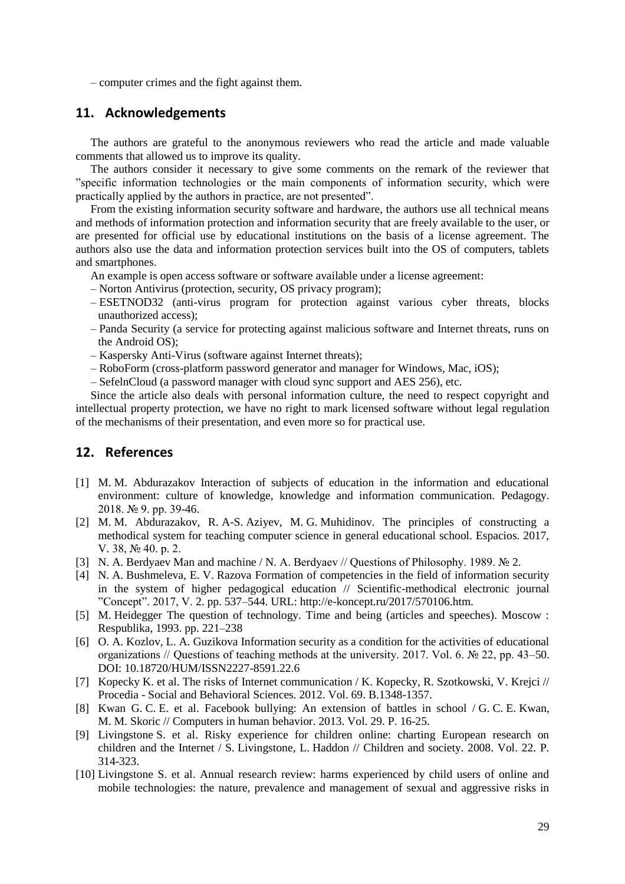– computer crimes and the fight against them.

## 11. Acknowledgements

The authors are grateful to the anonymous reviewers who read the article and made valuable comments that allowed us to improve its quality.

The authors consider it necessary to give some comments on the remark of the reviewer that "specific information technologies or the main components of information security, which were practically applied by the authors in practice, are not presented".

From the existing information security software and hardware, the authors use all technical means and methods of information protection and information security that are freely available to the user, or are presented for official use by educational institutions on the basis of a license agreement. The authors also use the data and information protection services built into the OS of computers, tablets and smartphones.

An example is open access software or software available under a license agreement:

– Norton Antivirus (protection, security, OS privacy program);
– ESETNOD32 (anti-virus program for protection against various cyber threats, blocks unauthorized access);
– Panda Security (a service for protecting against malicious software and Internet threats, runs on the Android OS);
– Kaspersky Anti-Virus (software against Internet threats);
– RoboForm (cross-platform password generator and manager for Windows, Mac, iOS);
– SefelnCloud (a password manager with cloud sync support and AES 256), etc.

Since the article also deals with personal information culture, the need to respect copyright and intellectual property protection, we have no right to mark licensed software without legal regulation of the mechanisms of their presentation, and even more so for practical use.

## 12. References

[1] M. M. Abdurazakov Interaction of subjects of education in the information and educational environment: culture of knowledge, knowledge and information communication. Pedagogy. 2018. № 9. pp. 39-46.

[2] M. M. Abdurazakov, R. A-S. Aziyev, M. G. Muhidinov. The principles of constructing a methodical system for teaching computer science in general educational school. Espacios. 2017, V. 38, № 40. p. 2.

[3] N. A. Berdyaev Man and machine / N. A. Berdyaev // Questions of Philosophy. 1989. № 2.

[4] N. A. Bushmeleva, E. V. Razova Formation of competencies in the field of information security in the system of higher pedagogical education // Scientific-methodical electronic journal "Concept". 2017, V. 2. pp. 537–544. URL: http://e-koncept.ru/2017/570106.htm.

[5] M. Heidegger The question of technology. Time and being (articles and speeches). Moscow : Respublika, 1993. pp. 221–238

[6] O. A. Kozlov, L. A. Guzikova Information security as a condition for the activities of educational organizations // Questions of teaching methods at the university. 2017. Vol. 6. № 22, pp. 43–50. DOI: 10.18720/HUM/ISSN2227-8591.22.6

[7] Kopecky K. et al. The risks of Internet communication / K. Kopecky, R. Szotkowski, V. Krejci // Procedia - Social and Behavioral Sciences. 2012. Vol. 69. B.1348-1357.

[8] Kwan G. C. E. et al. Facebook bullying: An extension of battles in school / G. C. E. Kwan, M. M. Skoric // Computers in human behavior. 2013. Vol. 29. P. 16-25.

[9] Livingstone S. et al. Risky experience for children online: charting European research on children and the Internet / S. Livingstone, L. Haddon // Children and society. 2008. Vol. 22. P. 314-323.

[10] Livingstone S. et al. Annual research review: harms experienced by child users of online and mobile technologies: the nature, prevalence and management of sexual and aggressive risks in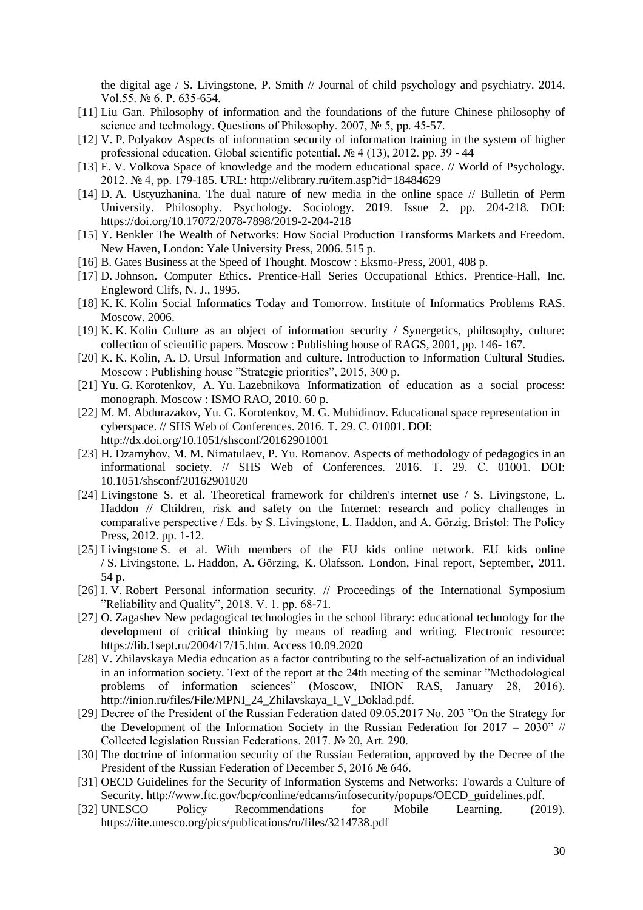the digital age / S. Livingstone, P. Smith // Journal of child psychology and psychiatry. 2014. Vol.55. № 6. P. 635-654.

[11] Liu Gan. Philosophy of information and the foundations of the future Chinese philosophy of science and technology. Questions of Philosophy. 2007, № 5, pp. 45-57.

[12] V. P. Polyakov Aspects of information security of information training in the system of higher professional education. Global scientific potential. № 4 (13), 2012. pp. 39 - 44

[13] E. V. Volkova Space of knowledge and the modern educational space. // World of Psychology. 2012. № 4, pp. 179-185. URL: http://elibrary.ru/item.asp?id=18484629

[14] D. A. Ustyuzhanina. The dual nature of new media in the online space // Bulletin of Perm University. Philosophy. Psychology. Sociology. 2019. Issue 2. pp. 204-218. DOI: https://doi.org/10.17072/2078-7898/2019-2-204-218

[15] Y. Benkler The Wealth of Networks: How Social Production Transforms Markets and Freedom. New Haven, London: Yale University Press, 2006. 515 p.

[16] B. Gates Business at the Speed of Thought. Moscow : Eksmo-Press, 2001, 408 p.

[17] D. Johnson. Computer Ethics. Prentice-Hall Series Occupational Ethics. Prentice-Hall, Inc. Engleword Clifs, N. J., 1995.

[18] K. K. Kolin Social Informatics Today and Tomorrow. Institute of Informatics Problems RAS. Moscow. 2006.

[19] K. K. Kolin Culture as an object of information security / Synergetics, philosophy, culture: collection of scientific papers. Moscow : Publishing house of RAGS, 2001, pp. 146- 167.

[20] K. K. Kolin, A. D. Ursul Information and culture. Introduction to Information Cultural Studies. Moscow : Publishing house "Strategic priorities", 2015, 300 p.

[21] Yu. G. Korotenkov, A. Yu. Lazebnikova Informatization of education as a social process: monograph. Moscow : ISMO RAO, 2010. 60 p.

[22] M. M. Abdurazakov, Yu. G. Korotenkov, M. G. Muhidinov. Educational space representation in cyberspace. // SHS Web of Conferences. 2016. T. 29. C. 01001. DOI: http://dx.doi.org/10.1051/shsconf/20162901001

[23] H. Dzamyhov, M. M. Nimatulaev, P. Yu. Romanov. Aspects of methodology of pedagogics in an informational society. // SHS Web of Conferences. 2016. T. 29. C. 01001. DOI: 10.1051/shsconf/20162901020

[24] Livingstone S. et al. Theoretical framework for children's internet use / S. Livingstone, L. Haddon // Children, risk and safety on the Internet: research and policy challenges in comparative perspective / Eds. by S. Livingstone, L. Haddon, and A. Görzig. Bristol: The Policy Press, 2012. pp. 1-12.

[25] Livingstone S. et al. With members of the EU kids online network. EU kids online / S. Livingstone, L. Haddon, A. Görzing, K. Olafsson. London, Final report, September, 2011. 54 p.

[26] I. V. Robert Personal information security. // Proceedings of the International Symposium "Reliability and Quality", 2018. V. 1. pp. 68-71.

[27] O. Zagashev New pedagogical technologies in the school library: educational technology for the development of critical thinking by means of reading and writing. Electronic resource: https://lib.1sept.ru/2004/17/15.htm. Access 10.09.2020

[28] V. Zhilavskaya Media education as a factor contributing to the self-actualization of an individual in an information society. Text of the report at the 24th meeting of the seminar "Methodological problems of information sciences" (Moscow, INION RAS, January 28, 2016). http://inion.ru/files/File/MPNI_24_Zhilavskaya_I_V_Doklad.pdf.

[29] Decree of the President of the Russian Federation dated 09.05.2017 No. 203 "On the Strategy for the Development of the Information Society in the Russian Federation for 2017 – 2030" // Collected legislation Russian Federations. 2017. № 20, Art. 290.

[30] The doctrine of information security of the Russian Federation, approved by the Decree of the President of the Russian Federation of December 5, 2016 № 646.

[31] OECD Guidelines for the Security of Information Systems and Networks: Towards a Culture of Security. http://www.ftc.gov/bcp/conline/edcams/infosecurity/popups/OECD_guidelines.pdf.

[32] UNESCO Policy Recommendations for Mobile Learning. (2019). https://iite.unesco.org/pics/publications/ru/files/3214738.pdf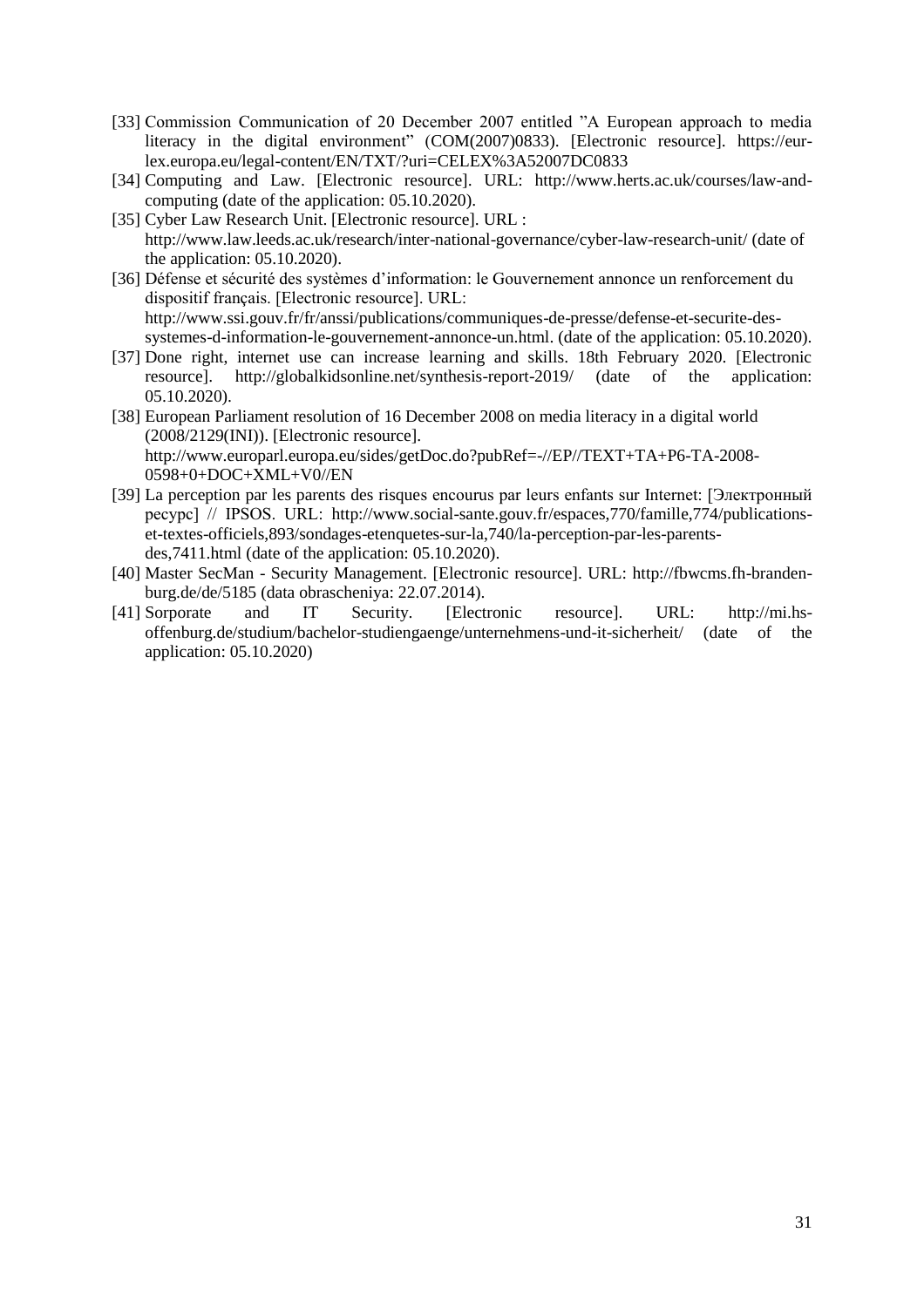[33] Commission Communication of 20 December 2007 entitled "A European approach to media literacy in the digital environment" (COM(2007)0833). [Electronic resource]. https://eur-lex.europa.eu/legal-content/EN/TXT/?uri=CELEX%3A52007DC0833

[34] Computing and Law. [Electronic resource]. URL: http://www.herts.ac.uk/courses/law-and-computing (date of the application: 05.10.2020).

[35] Cyber Law Research Unit. [Electronic resource]. URL : http://www.law.leeds.ac.uk/research/inter-national-governance/cyber-law-research-unit/ (date of the application: 05.10.2020).

[36] Défense et sécurité des systèmes d'information: le Gouvernement annonce un renforcement du dispositif français. [Electronic resource]. URL: http://www.ssi.gouv.fr/fr/anssi/publications/communiques-de-presse/defense-et-securite-des-systemes-d-information-le-gouvernement-annonce-un.html. (date of the application: 05.10.2020).

[37] Done right, internet use can increase learning and skills. 18th February 2020. [Electronic resource]. http://globalkidsonline.net/synthesis-report-2019/ (date of the application: 05.10.2020).

[38] European Parliament resolution of 16 December 2008 on media literacy in a digital world (2008/2129(INI)). [Electronic resource]. http://www.europarl.europa.eu/sides/getDoc.do?pubRef=-//EP//TEXT+TA+P6-TA-2008-0598+0+DOC+XML+V0//EN

[39] La perception par les parents des risques encourus par leurs enfants sur Internet: [Электронный ресурс] // IPSOS. URL: http://www.social-sante.gouv.fr/espaces,770/famille,774/publications-et-textes-officiels,893/sondages-etenquetes-sur-la,740/la-perception-par-les-parents-des,7411.html (date of the application: 05.10.2020).

[40] Master SecMan - Security Management. [Electronic resource]. URL: http://fbwcms.fh-brandenburg.de/de/5185 (data obrascheniya: 22.07.2014).

[41] Sorporate and IT Security. [Electronic resource]. URL: http://mi.hs-offenburg.de/studium/bachelor-studiengaenge/unternehmens-und-it-sicherheit/ (date of the application: 05.10.2020)